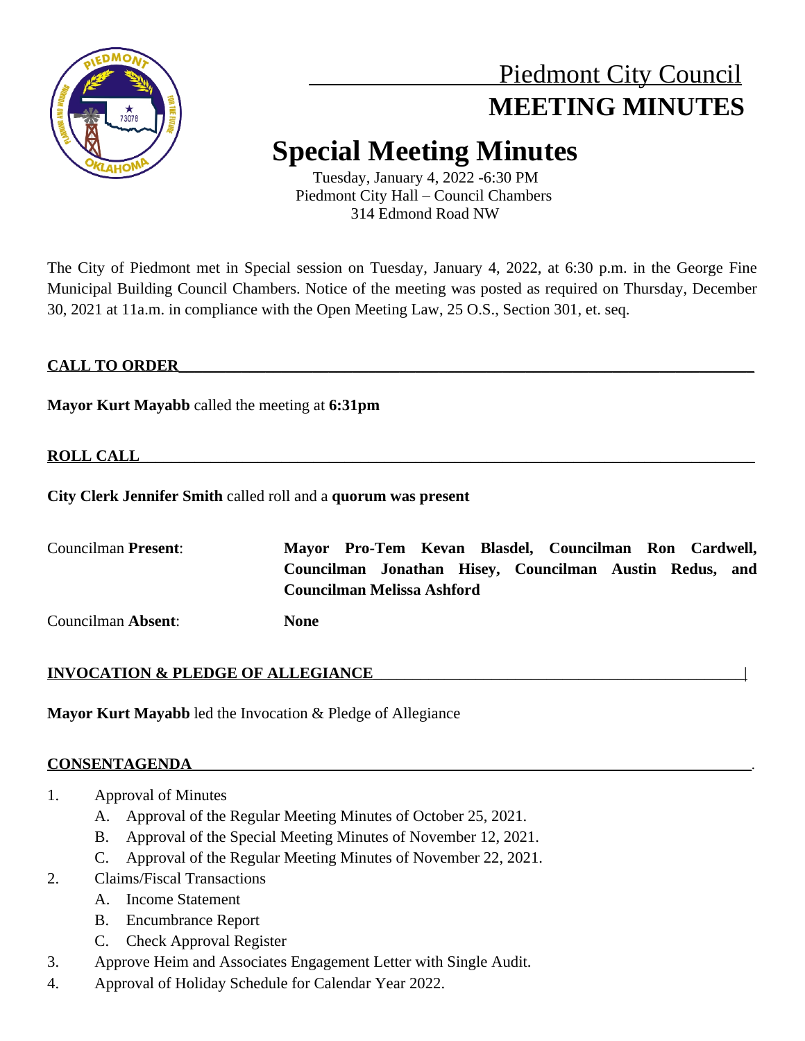# Piedmont City Council
## MEETING MINUTES

# Special Meeting Minutes

Tuesday, January 4, 2022 -6:30 PM
Piedmont City Hall – Council Chambers
314 Edmond Road NW

The City of Piedmont met in Special session on Tuesday, January 4, 2022, at 6:30 p.m. in the George Fine Municipal Building Council Chambers. Notice of the meeting was posted as required on Thursday, December 30, 2021 at 11a.m. in compliance with the Open Meeting Law, 25 O.S., Section 301, et. seq.

**CALL TO ORDER**

**Mayor Kurt Mayabb** called the meeting at **6:31pm**

**ROLL CALL**

**City Clerk Jennifer Smith** called roll and a **quorum was present**

Councilman **Present**: **Mayor Pro-Tem Kevan Blasdel, Councilman Ron Cardwell, Councilman Jonathan Hisey, Councilman Austin Redus, and Councilman Melissa Ashford**

Councilman **Absent**: **None**

**INVOCATION & PLEDGE OF ALLEGIANCE**

**Mayor Kurt Mayabb** led the Invocation & Pledge of Allegiance

**CONSENTAGENDA**

1. Approval of Minutes
   - A. Approval of the Regular Meeting Minutes of October 25, 2021.
   - B. Approval of the Special Meeting Minutes of November 12, 2021.
   - C. Approval of the Regular Meeting Minutes of November 22, 2021.
2. Claims/Fiscal Transactions
   - A. Income Statement
   - B. Encumbrance Report
   - C. Check Approval Register
3. Approve Heim and Associates Engagement Letter with Single Audit.
4. Approval of Holiday Schedule for Calendar Year 2022.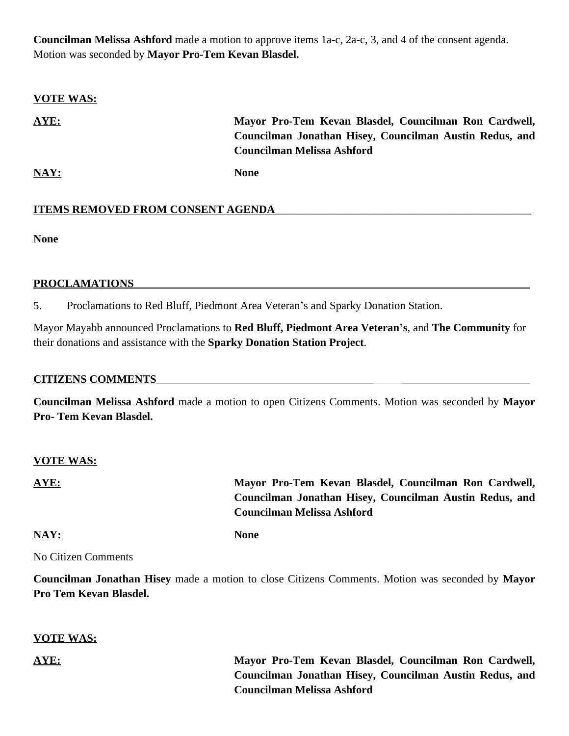**Councilman Melissa Ashford** made a motion to approve items 1a-c, 2a-c, 3, and 4 of the consent agenda. Motion was seconded by **Mayor Pro-Tem Kevan Blasdel.**

**VOTE WAS:**

**AYE:** **Mayor Pro-Tem Kevan Blasdel, Councilman Ron Cardwell, Councilman Jonathan Hisey, Councilman Austin Redus, and Councilman Melissa Ashford**

**NAY:** **None**

## ITEMS REMOVED FROM CONSENT AGENDA

**None**

## PROCLAMATIONS

5. Proclamations to Red Bluff, Piedmont Area Veteran's and Sparky Donation Station.

Mayor Mayabb announced Proclamations to **Red Bluff, Piedmont Area Veteran's**, and **The Community** for their donations and assistance with the **Sparky Donation Station Project**.

## CITIZENS COMMENTS

**Councilman Melissa Ashford** made a motion to open Citizens Comments. Motion was seconded by **Mayor Pro- Tem Kevan Blasdel.**

**VOTE WAS:**

**AYE:** **Mayor Pro-Tem Kevan Blasdel, Councilman Ron Cardwell, Councilman Jonathan Hisey, Councilman Austin Redus, and Councilman Melissa Ashford**

**NAY:** **None**

No Citizen Comments

**Councilman Jonathan Hisey** made a motion to close Citizens Comments. Motion was seconded by **Mayor Pro Tem Kevan Blasdel.**

**VOTE WAS:**

**AYE:** **Mayor Pro-Tem Kevan Blasdel, Councilman Ron Cardwell, Councilman Jonathan Hisey, Councilman Austin Redus, and Councilman Melissa Ashford**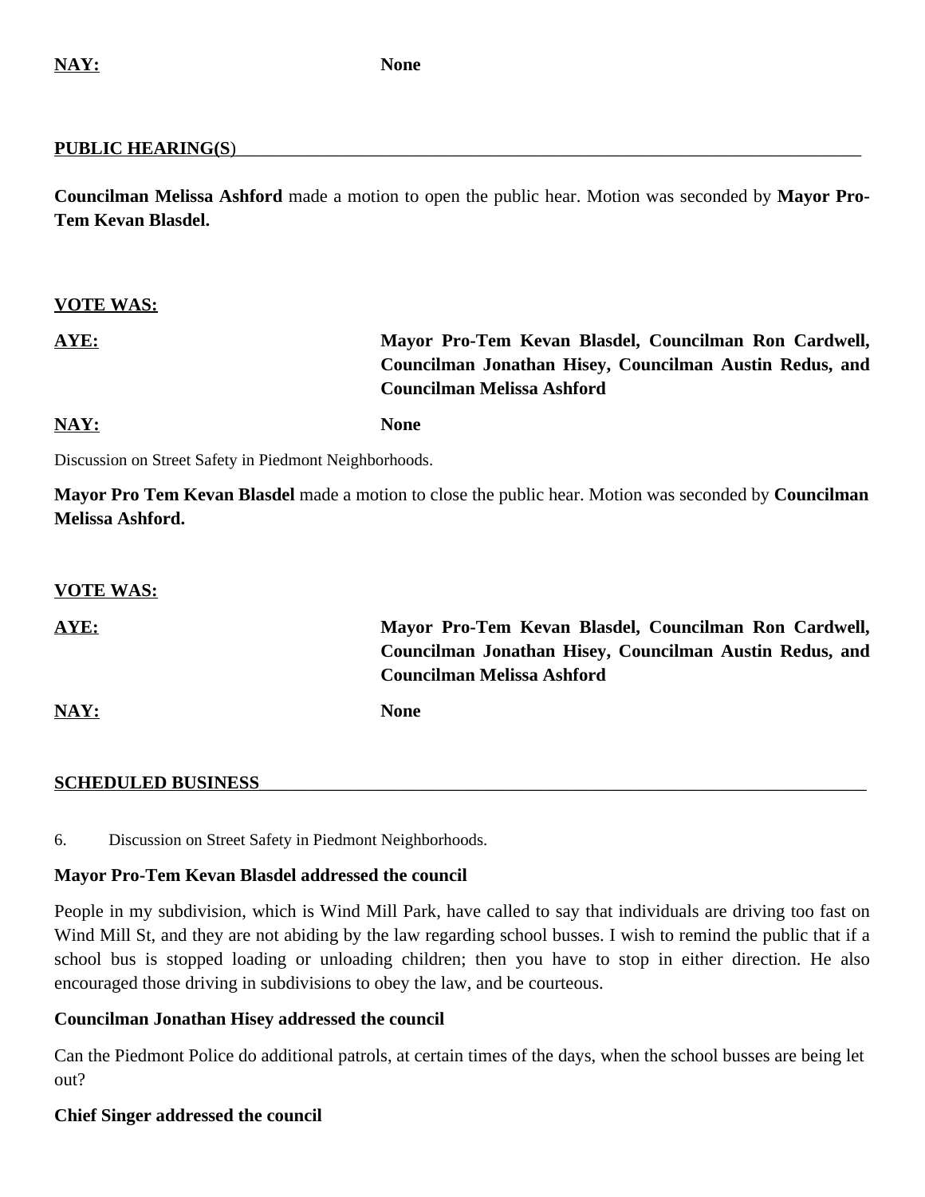**NAY:** **None**

**PUBLIC HEARING(S)**

**Councilman Melissa Ashford** made a motion to open the public hear. Motion was seconded by **Mayor Pro-Tem Kevan Blasdel.**

**VOTE WAS:**

**AYE:** **Mayor Pro-Tem Kevan Blasdel, Councilman Ron Cardwell, Councilman Jonathan Hisey, Councilman Austin Redus, and Councilman Melissa Ashford**

**NAY:** **None**

Discussion on Street Safety in Piedmont Neighborhoods.

**Mayor Pro Tem Kevan Blasdel** made a motion to close the public hear. Motion was seconded by **Councilman Melissa Ashford.**

**VOTE WAS:**

**AYE:** **Mayor Pro-Tem Kevan Blasdel, Councilman Ron Cardwell, Councilman Jonathan Hisey, Councilman Austin Redus, and Councilman Melissa Ashford**

**NAY:** **None**

**SCHEDULED BUSINESS**

6. Discussion on Street Safety in Piedmont Neighborhoods.

**Mayor Pro-Tem Kevan Blasdel addressed the council**

People in my subdivision, which is Wind Mill Park, have called to say that individuals are driving too fast on Wind Mill St, and they are not abiding by the law regarding school busses. I wish to remind the public that if a school bus is stopped loading or unloading children; then you have to stop in either direction. He also encouraged those driving in subdivisions to obey the law, and be courteous.

**Councilman Jonathan Hisey addressed the council**

Can the Piedmont Police do additional patrols, at certain times of the days, when the school busses are being let out?

**Chief Singer addressed the council**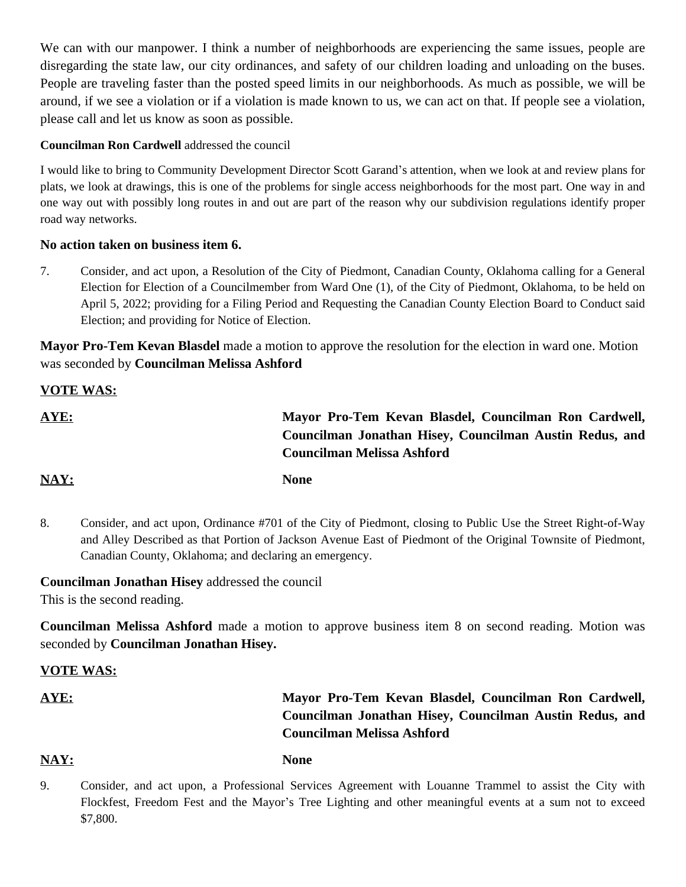We can with our manpower. I think a number of neighborhoods are experiencing the same issues, people are disregarding the state law, our city ordinances, and safety of our children loading and unloading on the buses. People are traveling faster than the posted speed limits in our neighborhoods. As much as possible, we will be around, if we see a violation or if a violation is made known to us, we can act on that. If people see a violation, please call and let us know as soon as possible.

**Councilman Ron Cardwell** addressed the council

I would like to bring to Community Development Director Scott Garand's attention, when we look at and review plans for plats, we look at drawings, this is one of the problems for single access neighborhoods for the most part. One way in and one way out with possibly long routes in and out are part of the reason why our subdivision regulations identify proper road way networks.

**No action taken on business item 6.**

7. Consider, and act upon, a Resolution of the City of Piedmont, Canadian County, Oklahoma calling for a General Election for Election of a Councilmember from Ward One (1), of the City of Piedmont, Oklahoma, to be held on April 5, 2022; providing for a Filing Period and Requesting the Canadian County Election Board to Conduct said Election; and providing for Notice of Election.

**Mayor Pro-Tem Kevan Blasdel** made a motion to approve the resolution for the election in ward one. Motion was seconded by **Councilman Melissa Ashford**

**VOTE WAS:**

**AYE:** **Mayor Pro-Tem Kevan Blasdel, Councilman Ron Cardwell, Councilman Jonathan Hisey, Councilman Austin Redus, and Councilman Melissa Ashford**

**NAY:** **None**

8. Consider, and act upon, Ordinance #701 of the City of Piedmont, closing to Public Use the Street Right-of-Way and Alley Described as that Portion of Jackson Avenue East of Piedmont of the Original Townsite of Piedmont, Canadian County, Oklahoma; and declaring an emergency.

**Councilman Jonathan Hisey** addressed the council
This is the second reading.

**Councilman Melissa Ashford** made a motion to approve business item 8 on second reading. Motion was seconded by **Councilman Jonathan Hisey.**

**VOTE WAS:**

**AYE:** **Mayor Pro-Tem Kevan Blasdel, Councilman Ron Cardwell, Councilman Jonathan Hisey, Councilman Austin Redus, and Councilman Melissa Ashford**

**NAY:** **None**

9. Consider, and act upon, a Professional Services Agreement with Louanne Trammel to assist the City with Flockfest, Freedom Fest and the Mayor's Tree Lighting and other meaningful events at a sum not to exceed $7,800.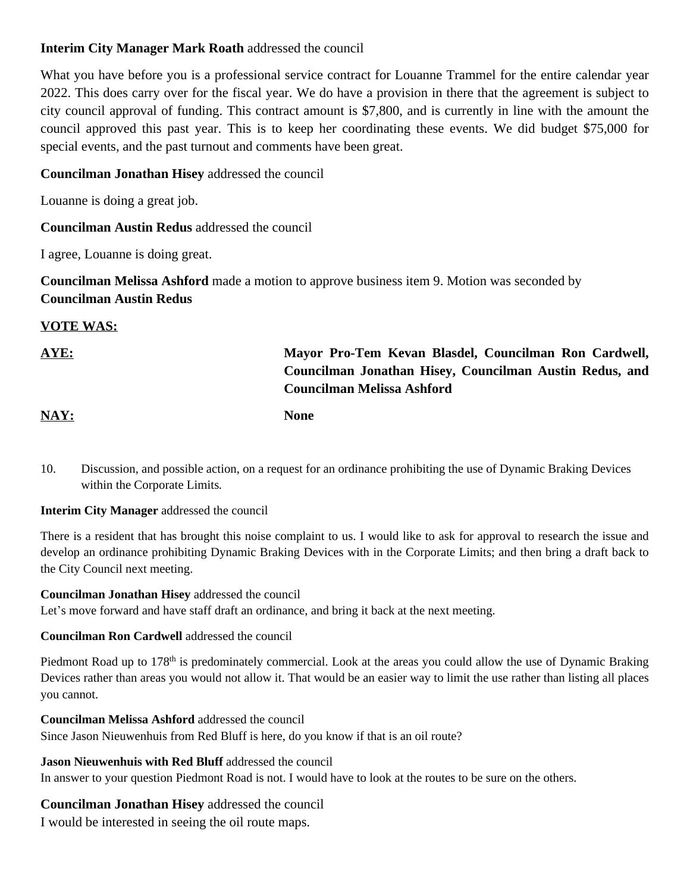**Interim City Manager Mark Roath** addressed the council

What you have before you is a professional service contract for Louanne Trammel for the entire calendar year 2022. This does carry over for the fiscal year. We do have a provision in there that the agreement is subject to city council approval of funding. This contract amount is $7,800, and is currently in line with the amount the council approved this past year. This is to keep her coordinating these events. We did budget $75,000 for special events, and the past turnout and comments have been great.

**Councilman Jonathan Hisey** addressed the council

Louanne is doing a great job.

**Councilman Austin Redus** addressed the council

I agree, Louanne is doing great.

**Councilman Melissa Ashford** made a motion to approve business item 9. Motion was seconded by **Councilman Austin Redus**

**VOTE WAS:**

**AYE:** **Mayor Pro-Tem Kevan Blasdel, Councilman Ron Cardwell, Councilman Jonathan Hisey, Councilman Austin Redus, and Councilman Melissa Ashford**

**NAY:** **None**

10. Discussion, and possible action, on a request for an ordinance prohibiting the use of Dynamic Braking Devices within the Corporate Limits.

**Interim City Manager** addressed the council

There is a resident that has brought this noise complaint to us. I would like to ask for approval to research the issue and develop an ordinance prohibiting Dynamic Braking Devices with in the Corporate Limits; and then bring a draft back to the City Council next meeting.

**Councilman Jonathan Hisey** addressed the council
Let's move forward and have staff draft an ordinance, and bring it back at the next meeting.

**Councilman Ron Cardwell** addressed the council

Piedmont Road up to 178th is predominately commercial. Look at the areas you could allow the use of Dynamic Braking Devices rather than areas you would not allow it. That would be an easier way to limit the use rather than listing all places you cannot.

**Councilman Melissa Ashford** addressed the council
Since Jason Nieuwenhuis from Red Bluff is here, do you know if that is an oil route?

**Jason Nieuwenhuis with Red Bluff** addressed the council
In answer to your question Piedmont Road is not. I would have to look at the routes to be sure on the others.

**Councilman Jonathan Hisey** addressed the council
I would be interested in seeing the oil route maps.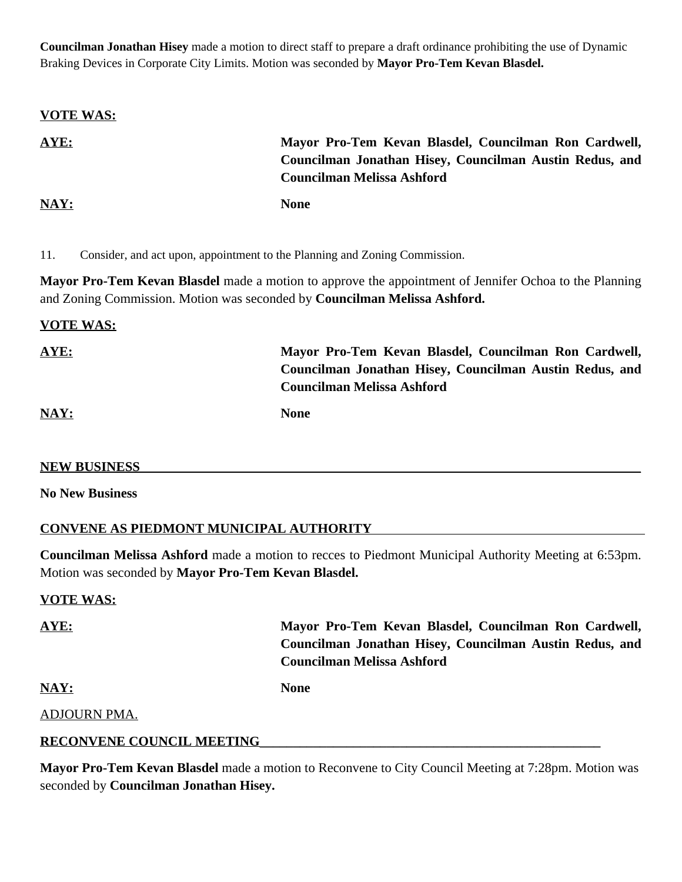**Councilman Jonathan Hisey** made a motion to direct staff to prepare a draft ordinance prohibiting the use of Dynamic Braking Devices in Corporate City Limits. Motion was seconded by **Mayor Pro-Tem Kevan Blasdel.**

**VOTE WAS:**

**AYE:** **Mayor Pro-Tem Kevan Blasdel, Councilman Ron Cardwell, Councilman Jonathan Hisey, Councilman Austin Redus, and Councilman Melissa Ashford**

**NAY:** **None**

11. Consider, and act upon, appointment to the Planning and Zoning Commission.

**Mayor Pro-Tem Kevan Blasdel** made a motion to approve the appointment of Jennifer Ochoa to the Planning and Zoning Commission. Motion was seconded by **Councilman Melissa Ashford.**

**VOTE WAS:**

**AYE:** **Mayor Pro-Tem Kevan Blasdel, Councilman Ron Cardwell, Councilman Jonathan Hisey, Councilman Austin Redus, and Councilman Melissa Ashford**

**NAY:** **None**

**NEW BUSINESS**

**No New Business**

**CONVENE AS PIEDMONT MUNICIPAL AUTHORITY**

**Councilman Melissa Ashford** made a motion to recces to Piedmont Municipal Authority Meeting at 6:53pm. Motion was seconded by **Mayor Pro-Tem Kevan Blasdel.**

**VOTE WAS:**

**AYE:** **Mayor Pro-Tem Kevan Blasdel, Councilman Ron Cardwell, Councilman Jonathan Hisey, Councilman Austin Redus, and Councilman Melissa Ashford**

**NAY:** **None**

ADJOURN PMA.

**RECONVENE COUNCIL MEETING**

**Mayor Pro-Tem Kevan Blasdel** made a motion to Reconvene to City Council Meeting at 7:28pm. Motion was seconded by **Councilman Jonathan Hisey.**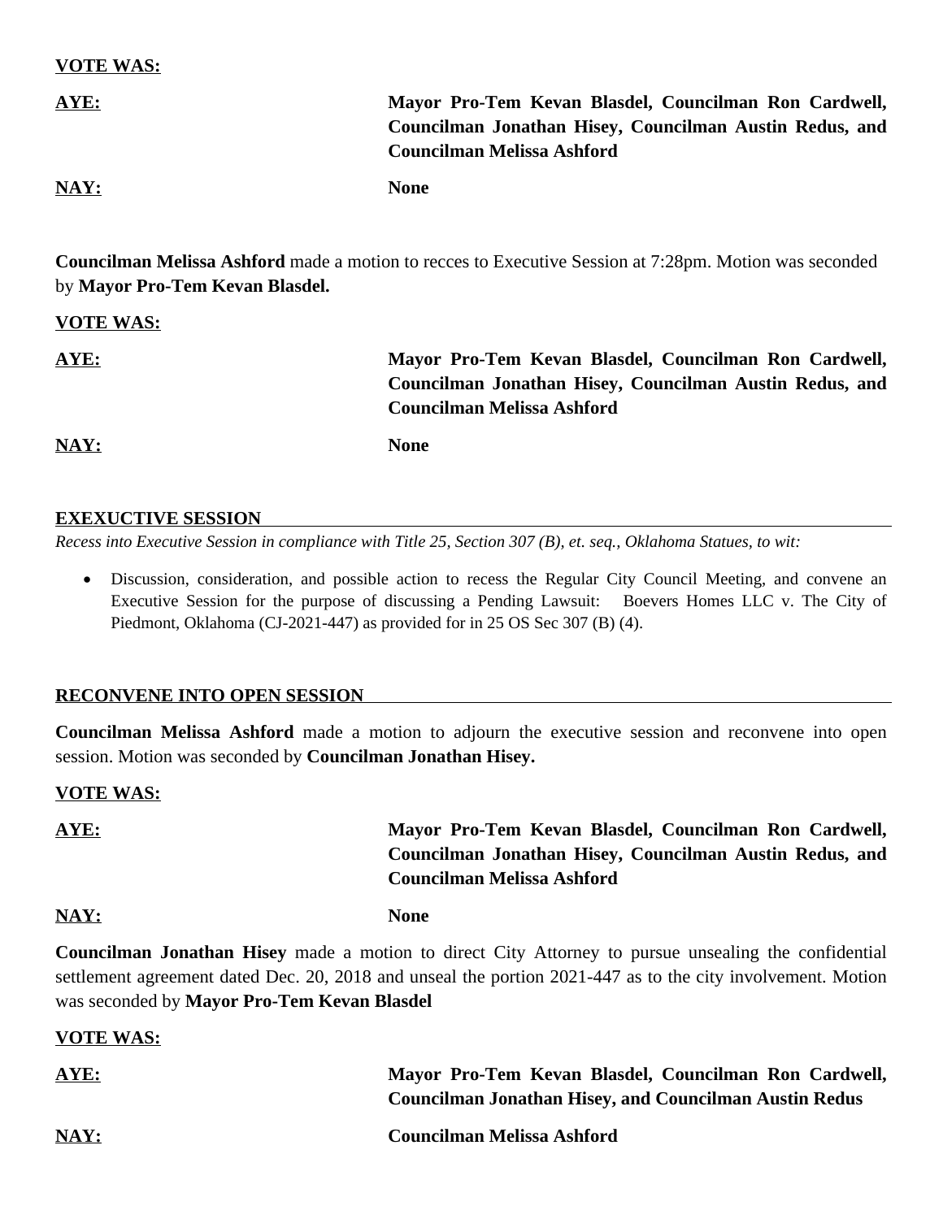**VOTE WAS:**

**AYE:** **Mayor Pro-Tem Kevan Blasdel, Councilman Ron Cardwell, Councilman Jonathan Hisey, Councilman Austin Redus, and Councilman Melissa Ashford**

**NAY:** **None**

**Councilman Melissa Ashford** made a motion to recces to Executive Session at 7:28pm. Motion was seconded by **Mayor Pro-Tem Kevan Blasdel.**

**VOTE WAS:**

**AYE:** **Mayor Pro-Tem Kevan Blasdel, Councilman Ron Cardwell, Councilman Jonathan Hisey, Councilman Austin Redus, and Councilman Melissa Ashford**

**NAY:** **None**

## EXEXUCTIVE SESSION

*Recess into Executive Session in compliance with Title 25, Section 307 (B), et. seq., Oklahoma Statues, to wit:*

- Discussion, consideration, and possible action to recess the Regular City Council Meeting, and convene an Executive Session for the purpose of discussing a Pending Lawsuit: Boevers Homes LLC v. The City of Piedmont, Oklahoma (CJ-2021-447) as provided for in 25 OS Sec 307 (B) (4).

## RECONVENE INTO OPEN SESSION

**Councilman Melissa Ashford** made a motion to adjourn the executive session and reconvene into open session. Motion was seconded by **Councilman Jonathan Hisey.**

**VOTE WAS:**

**AYE:** **Mayor Pro-Tem Kevan Blasdel, Councilman Ron Cardwell, Councilman Jonathan Hisey, Councilman Austin Redus, and Councilman Melissa Ashford**

**NAY:** **None**

**Councilman Jonathan Hisey** made a motion to direct City Attorney to pursue unsealing the confidential settlement agreement dated Dec. 20, 2018 and unseal the portion 2021-447 as to the city involvement. Motion was seconded by **Mayor Pro-Tem Kevan Blasdel**

**VOTE WAS:**

**AYE:** **Mayor Pro-Tem Kevan Blasdel, Councilman Ron Cardwell, Councilman Jonathan Hisey, and Councilman Austin Redus**

**NAY:** **Councilman Melissa Ashford**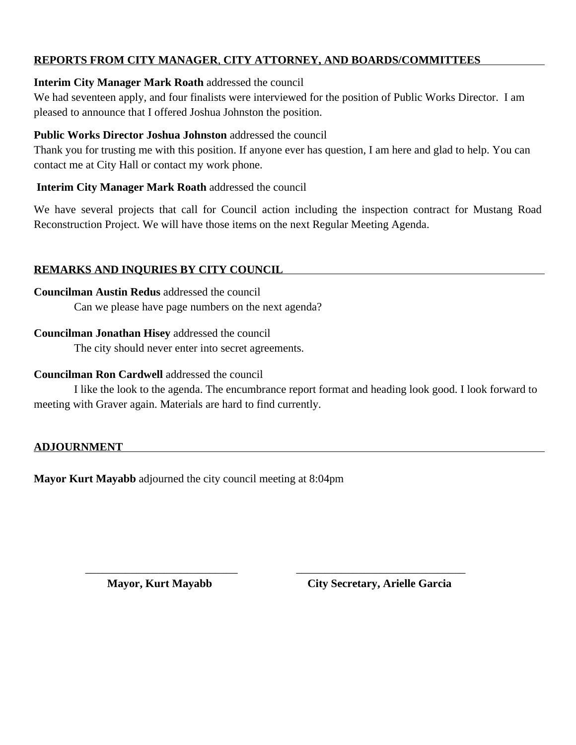## REPORTS FROM CITY MANAGER, CITY ATTORNEY, AND BOARDS/COMMITTEES

**Interim City Manager Mark Roath** addressed the council
We had seventeen apply, and four finalists were interviewed for the position of Public Works Director. I am pleased to announce that I offered Joshua Johnston the position.

**Public Works Director Joshua Johnston** addressed the council
Thank you for trusting me with this position. If anyone ever has question, I am here and glad to help. You can contact me at City Hall or contact my work phone.

**Interim City Manager Mark Roath** addressed the council

We have several projects that call for Council action including the inspection contract for Mustang Road Reconstruction Project. We will have those items on the next Regular Meeting Agenda.

## REMARKS AND INQURIES BY CITY COUNCIL

**Councilman Austin Redus** addressed the council
Can we please have page numbers on the next agenda?

**Councilman Jonathan Hisey** addressed the council
The city should never enter into secret agreements.

**Councilman Ron Cardwell** addressed the council
I like the look to the agenda. The encumbrance report format and heading look good. I look forward to meeting with Graver again. Materials are hard to find currently.

## ADJOURNMENT

**Mayor Kurt Mayabb** adjourned the city council meeting at 8:04pm

| | |
|---|---|
| ___________________________ | ______________________________ |
| **Mayor, Kurt Mayabb** | **City Secretary, Arielle Garcia** |